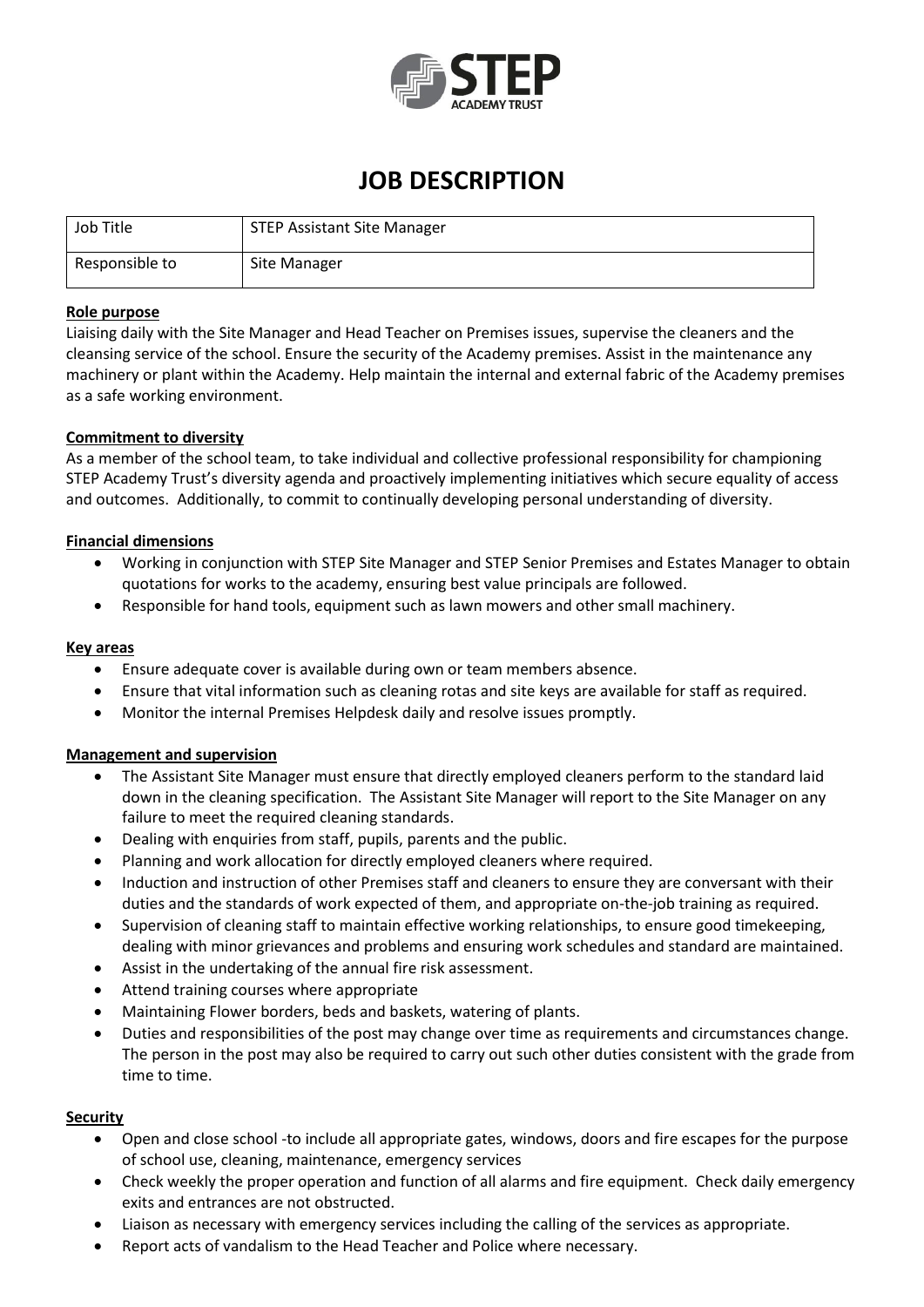STEP ACADEMY TRUST

# JOB DESCRIPTION

| Job Title | STEP Assistant Site Manager |
|---|---|
| Responsible to | Site Manager |

**Role purpose**

Liaising daily with the Site Manager and Head Teacher on Premises issues, supervise the cleaners and the cleansing service of the school. Ensure the security of the Academy premises. Assist in the maintenance any machinery or plant within the Academy. Help maintain the internal and external fabric of the Academy premises as a safe working environment.

**Commitment to diversity**

As a member of the school team, to take individual and collective professional responsibility for championing STEP Academy Trust's diversity agenda and proactively implementing initiatives which secure equality of access and outcomes. Additionally, to commit to continually developing personal understanding of diversity.

**Financial dimensions**

- Working in conjunction with STEP Site Manager and STEP Senior Premises and Estates Manager to obtain quotations for works to the academy, ensuring best value principals are followed.
- Responsible for hand tools, equipment such as lawn mowers and other small machinery.

**Key areas**

- Ensure adequate cover is available during own or team members absence.
- Ensure that vital information such as cleaning rotas and site keys are available for staff as required.
- Monitor the internal Premises Helpdesk daily and resolve issues promptly.

**Management and supervision**

- The Assistant Site Manager must ensure that directly employed cleaners perform to the standard laid down in the cleaning specification. The Assistant Site Manager will report to the Site Manager on any failure to meet the required cleaning standards.
- Dealing with enquiries from staff, pupils, parents and the public.
- Planning and work allocation for directly employed cleaners where required.
- Induction and instruction of other Premises staff and cleaners to ensure they are conversant with their duties and the standards of work expected of them, and appropriate on-the-job training as required.
- Supervision of cleaning staff to maintain effective working relationships, to ensure good timekeeping, dealing with minor grievances and problems and ensuring work schedules and standard are maintained.
- Assist in the undertaking of the annual fire risk assessment.
- Attend training courses where appropriate
- Maintaining Flower borders, beds and baskets, watering of plants.
- Duties and responsibilities of the post may change over time as requirements and circumstances change. The person in the post may also be required to carry out such other duties consistent with the grade from time to time.

**Security**

- Open and close school -to include all appropriate gates, windows, doors and fire escapes for the purpose of school use, cleaning, maintenance, emergency services
- Check weekly the proper operation and function of all alarms and fire equipment. Check daily emergency exits and entrances are not obstructed.
- Liaison as necessary with emergency services including the calling of the services as appropriate.
- Report acts of vandalism to the Head Teacher and Police where necessary.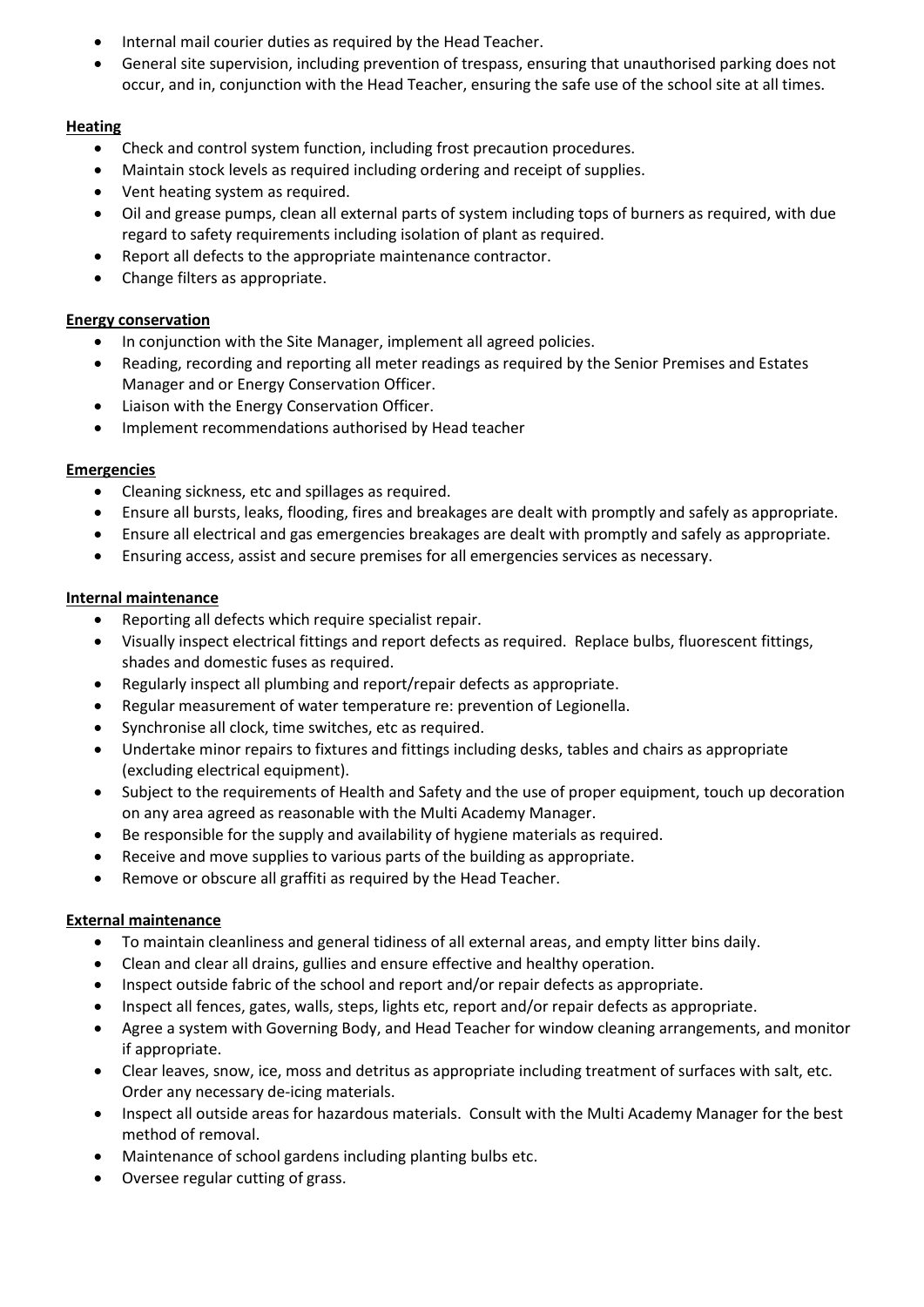- Internal mail courier duties as required by the Head Teacher.
- General site supervision, including prevention of trespass, ensuring that unauthorised parking does not occur, and in, conjunction with the Head Teacher, ensuring the safe use of the school site at all times.

**Heating**

- Check and control system function, including frost precaution procedures.
- Maintain stock levels as required including ordering and receipt of supplies.
- Vent heating system as required.
- Oil and grease pumps, clean all external parts of system including tops of burners as required, with due regard to safety requirements including isolation of plant as required.
- Report all defects to the appropriate maintenance contractor.
- Change filters as appropriate.

**Energy conservation**

- In conjunction with the Site Manager, implement all agreed policies.
- Reading, recording and reporting all meter readings as required by the Senior Premises and Estates Manager and or Energy Conservation Officer.
- Liaison with the Energy Conservation Officer.
- Implement recommendations authorised by Head teacher

**Emergencies**

- Cleaning sickness, etc and spillages as required.
- Ensure all bursts, leaks, flooding, fires and breakages are dealt with promptly and safely as appropriate.
- Ensure all electrical and gas emergencies breakages are dealt with promptly and safely as appropriate.
- Ensuring access, assist and secure premises for all emergencies services as necessary.

**Internal maintenance**

- Reporting all defects which require specialist repair.
- Visually inspect electrical fittings and report defects as required. Replace bulbs, fluorescent fittings, shades and domestic fuses as required.
- Regularly inspect all plumbing and report/repair defects as appropriate.
- Regular measurement of water temperature re: prevention of Legionella.
- Synchronise all clock, time switches, etc as required.
- Undertake minor repairs to fixtures and fittings including desks, tables and chairs as appropriate (excluding electrical equipment).
- Subject to the requirements of Health and Safety and the use of proper equipment, touch up decoration on any area agreed as reasonable with the Multi Academy Manager.
- Be responsible for the supply and availability of hygiene materials as required.
- Receive and move supplies to various parts of the building as appropriate.
- Remove or obscure all graffiti as required by the Head Teacher.

**External maintenance**

- To maintain cleanliness and general tidiness of all external areas, and empty litter bins daily.
- Clean and clear all drains, gullies and ensure effective and healthy operation.
- Inspect outside fabric of the school and report and/or repair defects as appropriate.
- Inspect all fences, gates, walls, steps, lights etc, report and/or repair defects as appropriate.
- Agree a system with Governing Body, and Head Teacher for window cleaning arrangements, and monitor if appropriate.
- Clear leaves, snow, ice, moss and detritus as appropriate including treatment of surfaces with salt, etc. Order any necessary de-icing materials.
- Inspect all outside areas for hazardous materials. Consult with the Multi Academy Manager for the best method of removal.
- Maintenance of school gardens including planting bulbs etc.
- Oversee regular cutting of grass.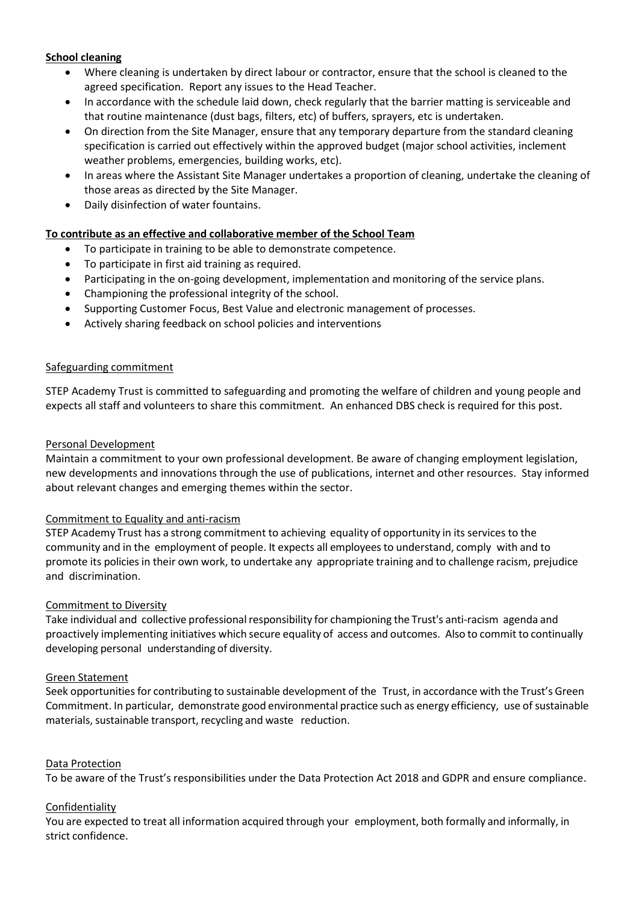**School cleaning**

- Where cleaning is undertaken by direct labour or contractor, ensure that the school is cleaned to the agreed specification. Report any issues to the Head Teacher.
- In accordance with the schedule laid down, check regularly that the barrier matting is serviceable and that routine maintenance (dust bags, filters, etc) of buffers, sprayers, etc is undertaken.
- On direction from the Site Manager, ensure that any temporary departure from the standard cleaning specification is carried out effectively within the approved budget (major school activities, inclement weather problems, emergencies, building works, etc).
- In areas where the Assistant Site Manager undertakes a proportion of cleaning, undertake the cleaning of those areas as directed by the Site Manager.
- Daily disinfection of water fountains.

**To contribute as an effective and collaborative member of the School Team**

- To participate in training to be able to demonstrate competence.
- To participate in first aid training as required.
- Participating in the on-going development, implementation and monitoring of the service plans.
- Championing the professional integrity of the school.
- Supporting Customer Focus, Best Value and electronic management of processes.
- Actively sharing feedback on school policies and interventions

Safeguarding commitment

STEP Academy Trust is committed to safeguarding and promoting the welfare of children and young people and expects all staff and volunteers to share this commitment. An enhanced DBS check is required for this post.

Personal Development

Maintain a commitment to your own professional development. Be aware of changing employment legislation, new developments and innovations through the use of publications, internet and other resources. Stay informed about relevant changes and emerging themes within the sector.

Commitment to Equality and anti-racism

STEP Academy Trust has a strong commitment to achieving equality of opportunity in its services to the community and in the employment of people. It expects all employees to understand, comply with and to promote its policies in their own work, to undertake any appropriate training and to challenge racism, prejudice and discrimination.

Commitment to Diversity

Take individual and collective professional responsibility for championing the Trust's anti-racism agenda and proactively implementing initiatives which secure equality of access and outcomes. Also to commit to continually developing personal understanding of diversity.

Green Statement

Seek opportunities for contributing to sustainable development of the Trust, in accordance with the Trust's Green Commitment. In particular, demonstrate good environmental practice such as energy efficiency, use of sustainable materials, sustainable transport, recycling and waste reduction.

Data Protection

To be aware of the Trust's responsibilities under the Data Protection Act 2018 and GDPR and ensure compliance.

Confidentiality

You are expected to treat all information acquired through your employment, both formally and informally, in strict confidence.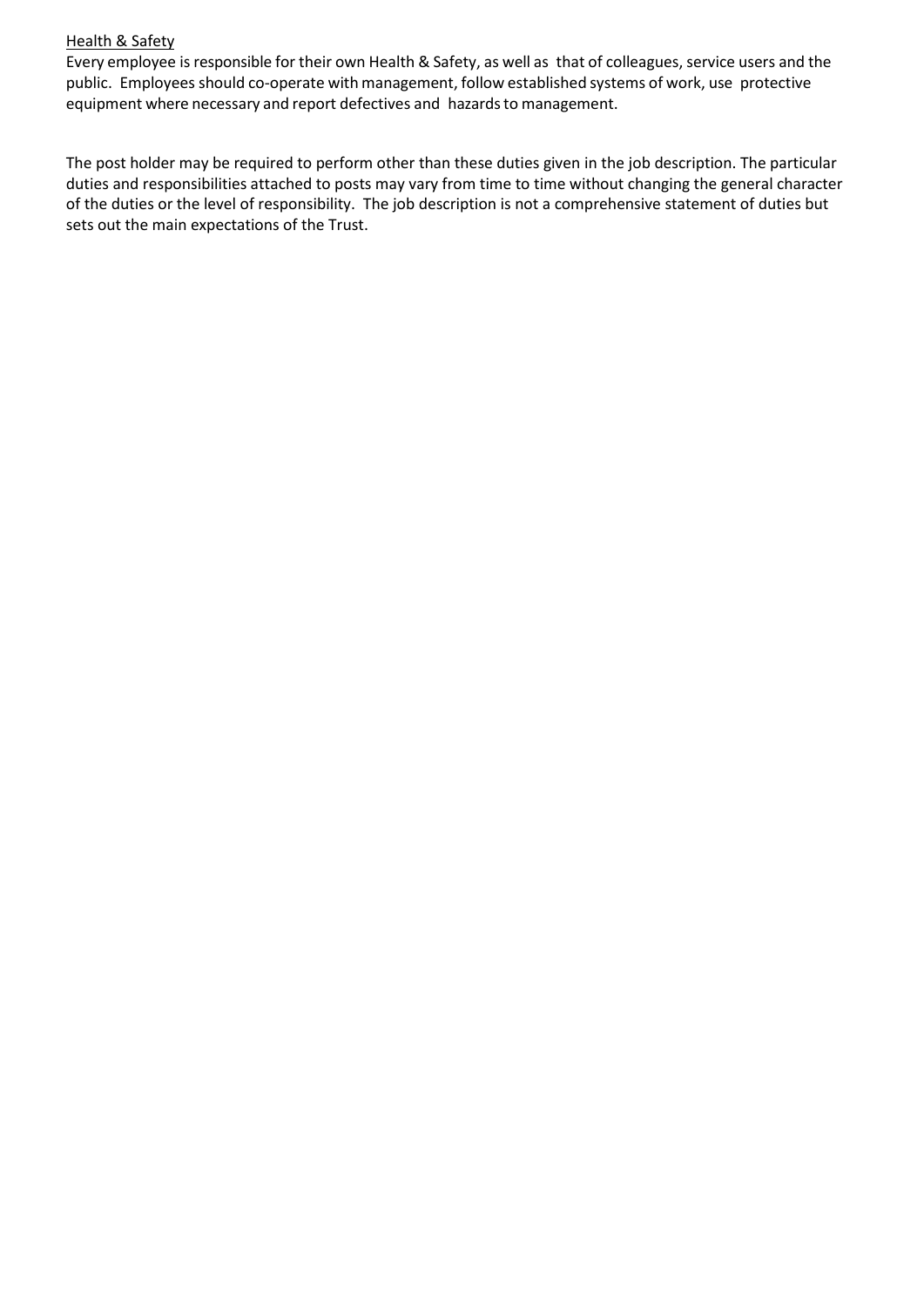<u>Health & Safety</u>

Every employee is responsible for their own Health & Safety, as well as that of colleagues, service users and the public. Employees should co-operate with management, follow established systems of work, use protective equipment where necessary and report defectives and hazards to management.

The post holder may be required to perform other than these duties given in the job description. The particular duties and responsibilities attached to posts may vary from time to time without changing the general character of the duties or the level of responsibility. The job description is not a comprehensive statement of duties but sets out the main expectations of the Trust.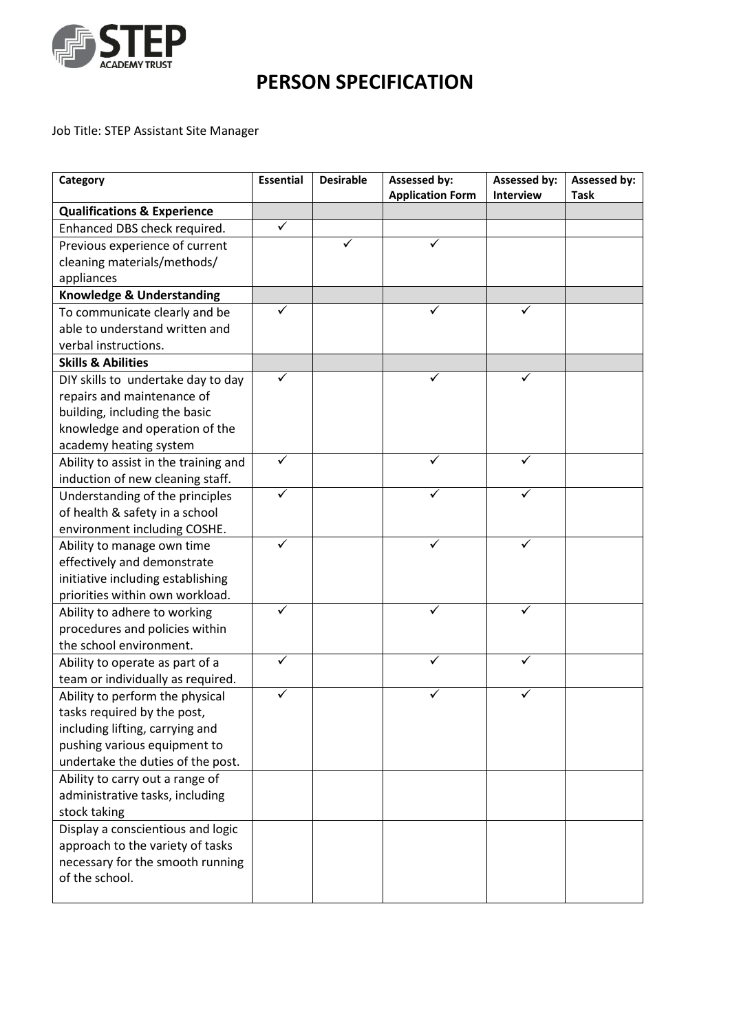# PERSON SPECIFICATION

Job Title: STEP Assistant Site Manager

| Category | Essential | Desirable | Assessed by: Application Form | Assessed by: Interview | Assessed by: Task |
|---|---|---|---|---|---|
| **Qualifications & Experience** | | | | | |
| Enhanced DBS check required. | ✓ | | | | |
| Previous experience of current cleaning materials/methods/ appliances | | ✓ | ✓ | | |
| **Knowledge & Understanding** | | | | | |
| To communicate clearly and be able to understand written and verbal instructions. | ✓ | | ✓ | ✓ | |
| **Skills & Abilities** | | | | | |
| DIY skills to undertake day to day repairs and maintenance of building, including the basic knowledge and operation of the academy heating system | ✓ | | ✓ | ✓ | |
| Ability to assist in the training and induction of new cleaning staff. | ✓ | | ✓ | ✓ | |
| Understanding of the principles of health & safety in a school environment including COSHE. | ✓ | | ✓ | ✓ | |
| Ability to manage own time effectively and demonstrate initiative including establishing priorities within own workload. | ✓ | | ✓ | ✓ | |
| Ability to adhere to working procedures and policies within the school environment. | ✓ | | ✓ | ✓ | |
| Ability to operate as part of a team or individually as required. | ✓ | | ✓ | ✓ | |
| Ability to perform the physical tasks required by the post, including lifting, carrying and pushing various equipment to undertake the duties of the post. | ✓ | | ✓ | ✓ | |
| Ability to carry out a range of administrative tasks, including stock taking | | | | | |
| Display a conscientious and logic approach to the variety of tasks necessary for the smooth running of the school. | | | | | |